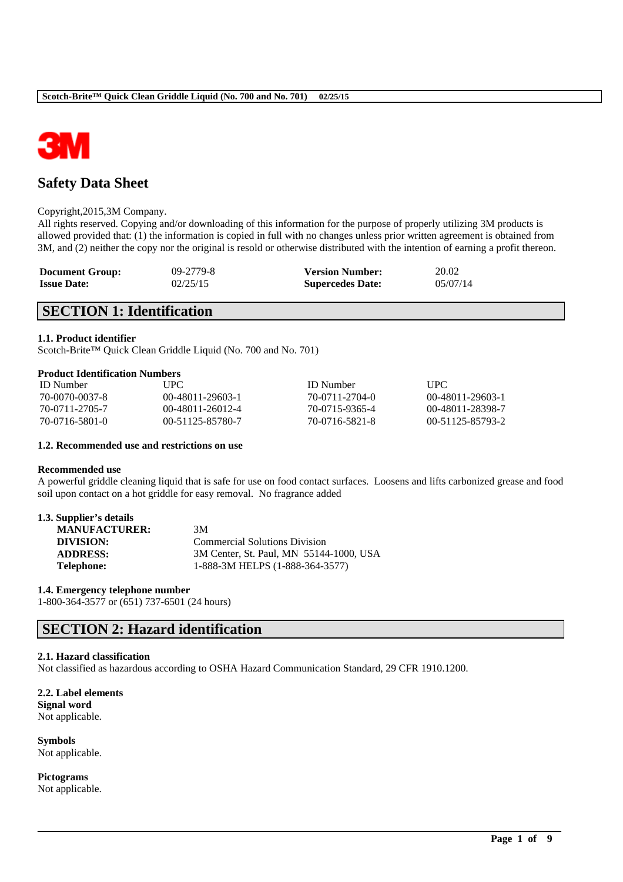# Safety Data Sheet

Copyright,2015,3M Company.
All rights reserved. Copying and/or downloading of this information for the purpose of properly utilizing 3M products is allowed provided that: (1) the information is copied in full with no changes unless prior written agreement is obtained from 3M, and (2) neither the copy nor the original is resold or otherwise distributed with the intention of earning a profit thereon.

| **Document Group:** | 09-2779-8 | **Version Number:** | 20.02 |
|---|---|---|---|
| **Issue Date:** | 02/25/15 | **Supercedes Date:** | 05/07/14 |

## SECTION 1: Identification

### 1.1. Product identifier

Scotch-Brite™ Quick Clean Griddle Liquid (No. 700 and No. 701)

**Product Identification Numbers**

| ID Number | UPC | ID Number | UPC |
|---|---|---|---|
| 70-0070-0037-8 | 00-48011-29603-1 | 70-0711-2704-0 | 00-48011-29603-1 |
| 70-0711-2705-7 | 00-48011-26012-4 | 70-0715-9365-4 | 00-48011-28398-7 |
| 70-0716-5801-0 | 00-51125-85780-7 | 70-0716-5821-8 | 00-51125-85793-2 |

### 1.2. Recommended use and restrictions on use

**Recommended use**

A powerful griddle cleaning liquid that is safe for use on food contact surfaces. Loosens and lifts carbonized grease and food soil upon contact on a hot griddle for easy removal. No fragrance added

### 1.3. Supplier's details

| | |
|---|---|
| **MANUFACTURER:** | 3M |
| **DIVISION:** | Commercial Solutions Division |
| **ADDRESS:** | 3M Center, St. Paul, MN 55144-1000, USA |
| **Telephone:** | 1-888-3M HELPS (1-888-364-3577) |

### 1.4. Emergency telephone number

1-800-364-3577 or (651) 737-6501 (24 hours)

## SECTION 2: Hazard identification

### 2.1. Hazard classification

Not classified as hazardous according to OSHA Hazard Communication Standard, 29 CFR 1910.1200.

### 2.2. Label elements

**Signal word**
Not applicable.

**Symbols**
Not applicable.

**Pictograms**
Not applicable.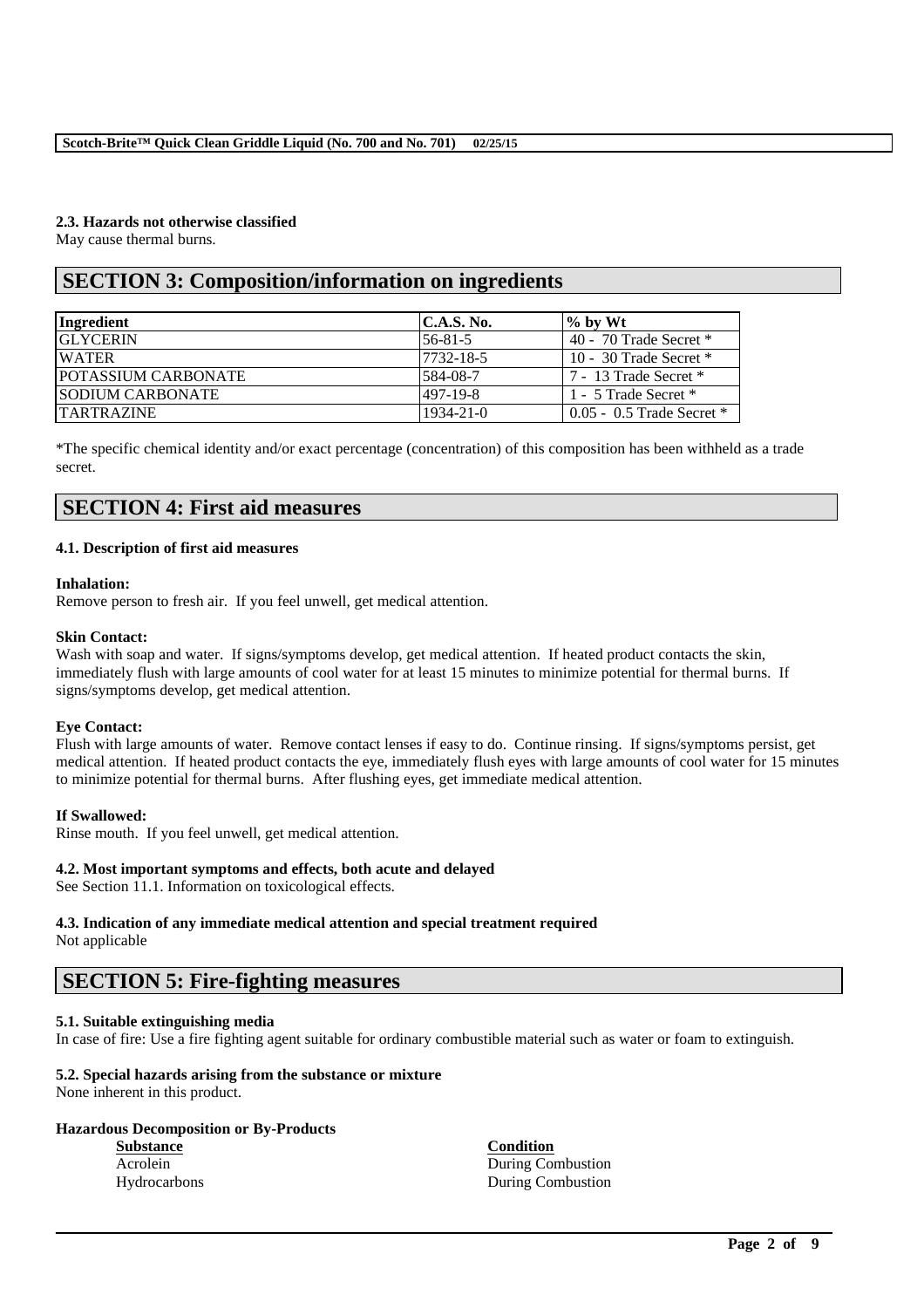### 2.3. Hazards not otherwise classified

May cause thermal burns.

## SECTION 3: Composition/information on ingredients

| Ingredient | C.A.S. No. | % by Wt |
|---|---|---|
| GLYCERIN | 56-81-5 | 40 - 70 Trade Secret * |
| WATER | 7732-18-5 | 10 - 30 Trade Secret * |
| POTASSIUM CARBONATE | 584-08-7 | 7 - 13 Trade Secret * |
| SODIUM CARBONATE | 497-19-8 | 1 - 5 Trade Secret * |
| TARTRAZINE | 1934-21-0 | 0.05 - 0.5 Trade Secret * |

*The specific chemical identity and/or exact percentage (concentration) of this composition has been withheld as a trade secret.

## SECTION 4: First aid measures

### 4.1. Description of first aid measures

**Inhalation:**
Remove person to fresh air. If you feel unwell, get medical attention.

**Skin Contact:**
Wash with soap and water. If signs/symptoms develop, get medical attention. If heated product contacts the skin, immediately flush with large amounts of cool water for at least 15 minutes to minimize potential for thermal burns. If signs/symptoms develop, get medical attention.

**Eye Contact:**
Flush with large amounts of water. Remove contact lenses if easy to do. Continue rinsing. If signs/symptoms persist, get medical attention. If heated product contacts the eye, immediately flush eyes with large amounts of cool water for 15 minutes to minimize potential for thermal burns. After flushing eyes, get immediate medical attention.

**If Swallowed:**
Rinse mouth. If you feel unwell, get medical attention.

### 4.2. Most important symptoms and effects, both acute and delayed

See Section 11.1. Information on toxicological effects.

### 4.3. Indication of any immediate medical attention and special treatment required

Not applicable

## SECTION 5: Fire-fighting measures

### 5.1. Suitable extinguishing media

In case of fire: Use a fire fighting agent suitable for ordinary combustible material such as water or foam to extinguish.

### 5.2. Special hazards arising from the substance or mixture

None inherent in this product.

**Hazardous Decomposition or By-Products**

| Substance | Condition |
|---|---|
| Acrolein | During Combustion |
| Hydrocarbons | During Combustion |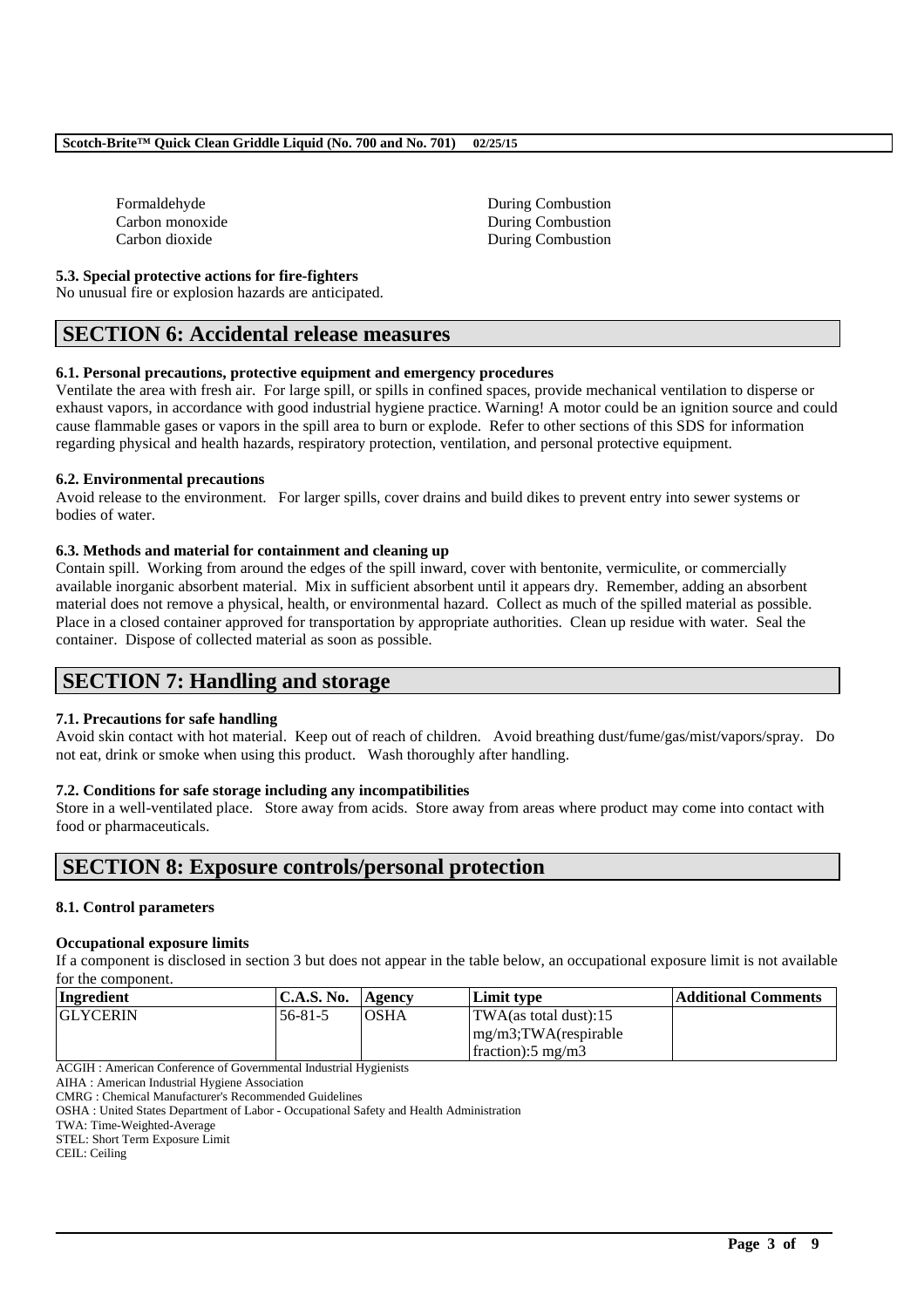| | |
|---|---|
| Formaldehyde | During Combustion |
| Carbon monoxide | During Combustion |
| Carbon dioxide | During Combustion |

**5.3. Special protective actions for fire-fighters**

No unusual fire or explosion hazards are anticipated.

## SECTION 6: Accidental release measures

**6.1. Personal precautions, protective equipment and emergency procedures**

Ventilate the area with fresh air. For large spill, or spills in confined spaces, provide mechanical ventilation to disperse or exhaust vapors, in accordance with good industrial hygiene practice. Warning! A motor could be an ignition source and could cause flammable gases or vapors in the spill area to burn or explode. Refer to other sections of this SDS for information regarding physical and health hazards, respiratory protection, ventilation, and personal protective equipment.

**6.2. Environmental precautions**

Avoid release to the environment. For larger spills, cover drains and build dikes to prevent entry into sewer systems or bodies of water.

**6.3. Methods and material for containment and cleaning up**

Contain spill. Working from around the edges of the spill inward, cover with bentonite, vermiculite, or commercially available inorganic absorbent material. Mix in sufficient absorbent until it appears dry. Remember, adding an absorbent material does not remove a physical, health, or environmental hazard. Collect as much of the spilled material as possible. Place in a closed container approved for transportation by appropriate authorities. Clean up residue with water. Seal the container. Dispose of collected material as soon as possible.

## SECTION 7: Handling and storage

**7.1. Precautions for safe handling**

Avoid skin contact with hot material. Keep out of reach of children. Avoid breathing dust/fume/gas/mist/vapors/spray. Do not eat, drink or smoke when using this product. Wash thoroughly after handling.

**7.2. Conditions for safe storage including any incompatibilities**

Store in a well-ventilated place. Store away from acids. Store away from areas where product may come into contact with food or pharmaceuticals.

## SECTION 8: Exposure controls/personal protection

**8.1. Control parameters**

**Occupational exposure limits**

If a component is disclosed in section 3 but does not appear in the table below, an occupational exposure limit is not available for the component.

| Ingredient | C.A.S. No. | Agency | Limit type | Additional Comments |
|---|---|---|---|---|
| GLYCERIN | 56-81-5 | OSHA | TWA(as total dust):15 mg/m3;TWA(respirable fraction):5 mg/m3 | |

ACGIH : American Conference of Governmental Industrial Hygienists
AIHA : American Industrial Hygiene Association
CMRG : Chemical Manufacturer's Recommended Guidelines
OSHA : United States Department of Labor - Occupational Safety and Health Administration
TWA: Time-Weighted-Average
STEL: Short Term Exposure Limit
CEIL: Ceiling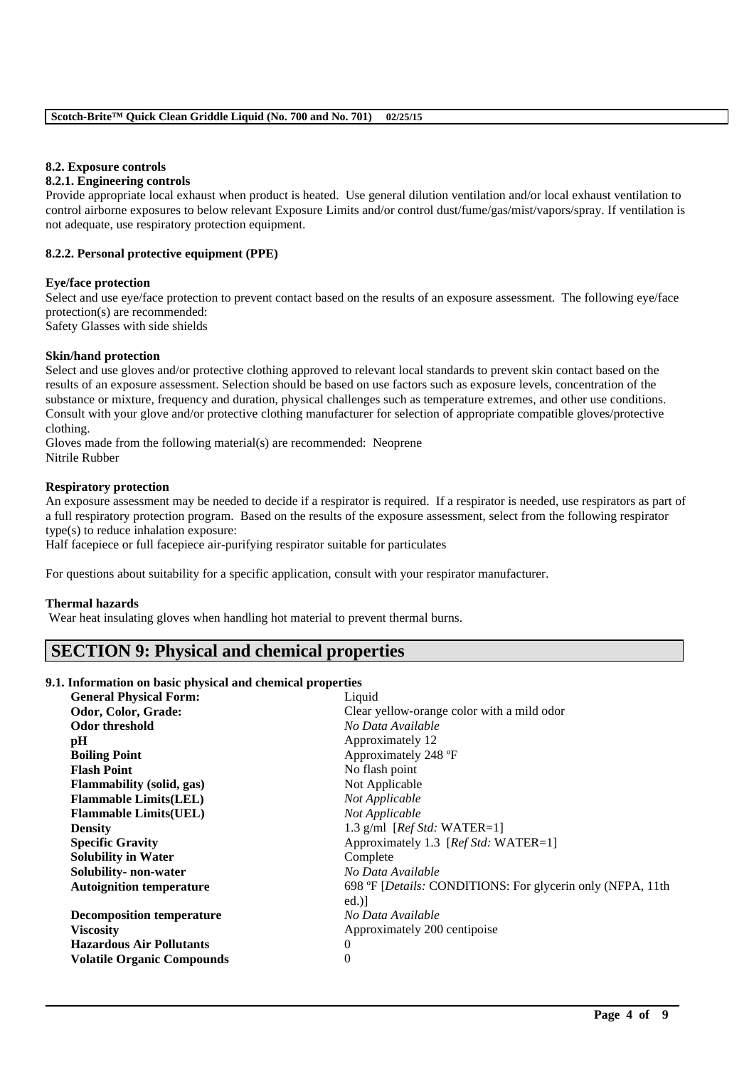### 8.2. Exposure controls

#### 8.2.1. Engineering controls

Provide appropriate local exhaust when product is heated. Use general dilution ventilation and/or local exhaust ventilation to control airborne exposures to below relevant Exposure Limits and/or control dust/fume/gas/mist/vapors/spray. If ventilation is not adequate, use respiratory protection equipment.

#### 8.2.2. Personal protective equipment (PPE)

**Eye/face protection**

Select and use eye/face protection to prevent contact based on the results of an exposure assessment. The following eye/face protection(s) are recommended:
Safety Glasses with side shields

**Skin/hand protection**

Select and use gloves and/or protective clothing approved to relevant local standards to prevent skin contact based on the results of an exposure assessment. Selection should be based on use factors such as exposure levels, concentration of the substance or mixture, frequency and duration, physical challenges such as temperature extremes, and other use conditions. Consult with your glove and/or protective clothing manufacturer for selection of appropriate compatible gloves/protective clothing.
Gloves made from the following material(s) are recommended: Neoprene
Nitrile Rubber

**Respiratory protection**

An exposure assessment may be needed to decide if a respirator is required. If a respirator is needed, use respirators as part of a full respiratory protection program. Based on the results of the exposure assessment, select from the following respirator type(s) to reduce inhalation exposure:
Half facepiece or full facepiece air-purifying respirator suitable for particulates

For questions about suitability for a specific application, consult with your respirator manufacturer.

**Thermal hazards**

Wear heat insulating gloves when handling hot material to prevent thermal burns.

## SECTION 9: Physical and chemical properties

### 9.1. Information on basic physical and chemical properties

| | |
|---|---|
| **General Physical Form:** | Liquid |
| **Odor, Color, Grade:** | Clear yellow-orange color with a mild odor |
| **Odor threshold** | *No Data Available* |
| **pH** | Approximately 12 |
| **Boiling Point** | Approximately 248 ºF |
| **Flash Point** | No flash point |
| **Flammability (solid, gas)** | Not Applicable |
| **Flammable Limits(LEL)** | *Not Applicable* |
| **Flammable Limits(UEL)** | *Not Applicable* |
| **Density** | 1.3 g/ml [*Ref Std:* WATER=1] |
| **Specific Gravity** | Approximately 1.3 [*Ref Std:* WATER=1] |
| **Solubility in Water** | Complete |
| **Solubility- non-water** | *No Data Available* |
| **Autoignition temperature** | 698 ºF [*Details:* CONDITIONS: For glycerin only (NFPA, 11th ed.)] |
| **Decomposition temperature** | *No Data Available* |
| **Viscosity** | Approximately 200 centipoise |
| **Hazardous Air Pollutants** | 0 |
| **Volatile Organic Compounds** | 0 |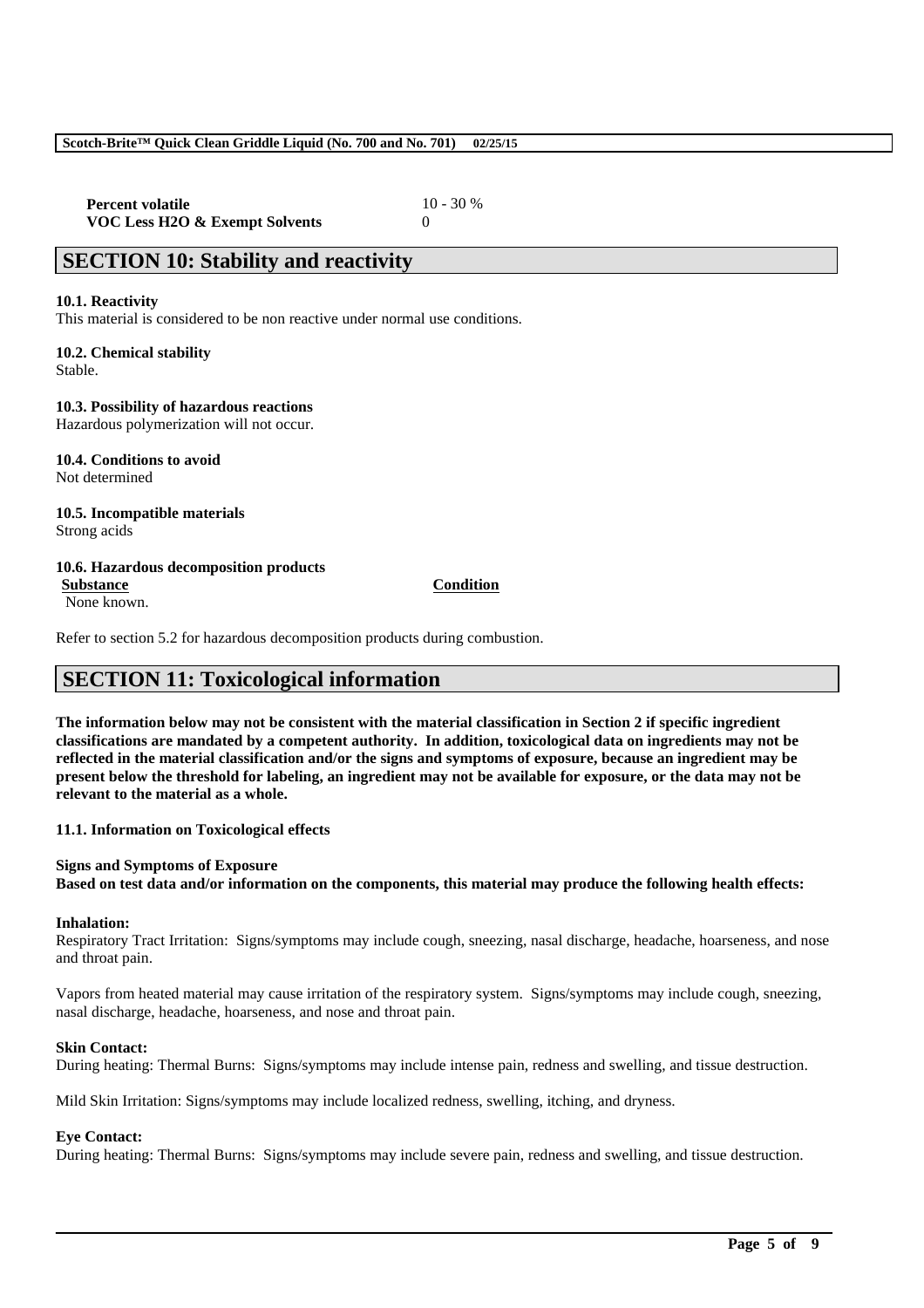| | |
|---|---|
| **Percent volatile** | 10 - 30 % |
| **VOC Less $H_2O$ & Exempt Solvents** | 0 |

## SECTION 10: Stability and reactivity

**10.1. Reactivity**
This material is considered to be non reactive under normal use conditions.

**10.2. Chemical stability**
Stable.

**10.3. Possibility of hazardous reactions**
Hazardous polymerization will not occur.

**10.4. Conditions to avoid**
Not determined

**10.5. Incompatible materials**
Strong acids

**10.6. Hazardous decomposition products**

| Substance | Condition |
|---|---|
| None known. | |

Refer to section 5.2 for hazardous decomposition products during combustion.

## SECTION 11: Toxicological information

**The information below may not be consistent with the material classification in Section 2 if specific ingredient classifications are mandated by a competent authority. In addition, toxicological data on ingredients may not be reflected in the material classification and/or the signs and symptoms of exposure, because an ingredient may be present below the threshold for labeling, an ingredient may not be available for exposure, or the data may not be relevant to the material as a whole.**

**11.1. Information on Toxicological effects**

**Signs and Symptoms of Exposure**
**Based on test data and/or information on the components, this material may produce the following health effects:**

**Inhalation:**
Respiratory Tract Irritation: Signs/symptoms may include cough, sneezing, nasal discharge, headache, hoarseness, and nose and throat pain.

Vapors from heated material may cause irritation of the respiratory system. Signs/symptoms may include cough, sneezing, nasal discharge, headache, hoarseness, and nose and throat pain.

**Skin Contact:**
During heating: Thermal Burns: Signs/symptoms may include intense pain, redness and swelling, and tissue destruction.

Mild Skin Irritation: Signs/symptoms may include localized redness, swelling, itching, and dryness.

**Eye Contact:**
During heating: Thermal Burns: Signs/symptoms may include severe pain, redness and swelling, and tissue destruction.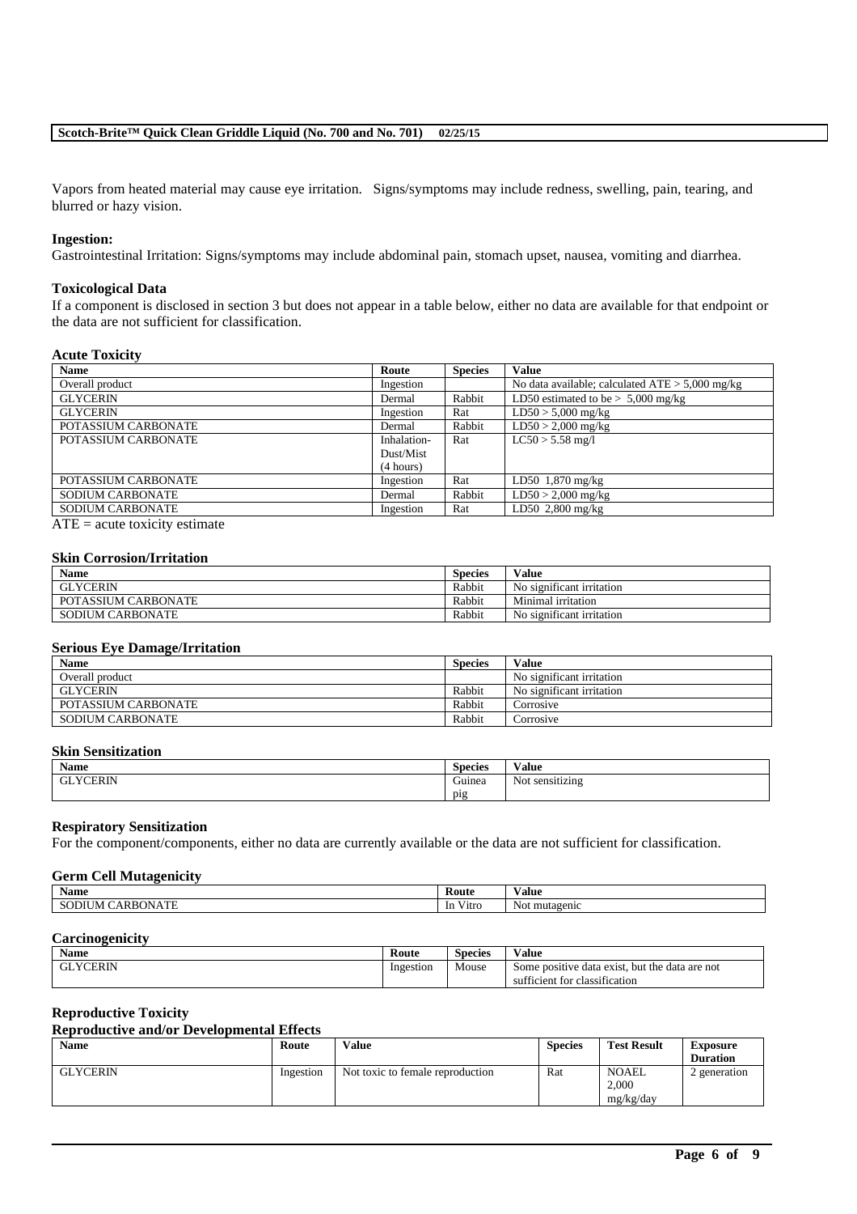Vapors from heated material may cause eye irritation. Signs/symptoms may include redness, swelling, pain, tearing, and blurred or hazy vision.

**Ingestion:**
Gastrointestinal Irritation: Signs/symptoms may include abdominal pain, stomach upset, nausea, vomiting and diarrhea.

**Toxicological Data**
If a component is disclosed in section 3 but does not appear in a table below, either no data are available for that endpoint or the data are not sufficient for classification.

**Acute Toxicity**

| Name | Route | Species | Value |
|---|---|---|---|
| Overall product | Ingestion | | No data available; calculated ATE > 5,000 mg/kg |
| GLYCERIN | Dermal | Rabbit | LD50 estimated to be > 5,000 mg/kg |
| GLYCERIN | Ingestion | Rat | LD50 > 5,000 mg/kg |
| POTASSIUM CARBONATE | Dermal | Rabbit | LD50 > 2,000 mg/kg |
| POTASSIUM CARBONATE | Inhalation-Dust/Mist (4 hours) | Rat | LC50 > 5.58 mg/l |
| POTASSIUM CARBONATE | Ingestion | Rat | LD50 1,870 mg/kg |
| SODIUM CARBONATE | Dermal | Rabbit | LD50 > 2,000 mg/kg |
| SODIUM CARBONATE | Ingestion | Rat | LD50 2,800 mg/kg |

ATE = acute toxicity estimate

**Skin Corrosion/Irritation**

| Name | Species | Value |
|---|---|---|
| GLYCERIN | Rabbit | No significant irritation |
| POTASSIUM CARBONATE | Rabbit | Minimal irritation |
| SODIUM CARBONATE | Rabbit | No significant irritation |

**Serious Eye Damage/Irritation**

| Name | Species | Value |
|---|---|---|
| Overall product | | No significant irritation |
| GLYCERIN | Rabbit | No significant irritation |
| POTASSIUM CARBONATE | Rabbit | Corrosive |
| SODIUM CARBONATE | Rabbit | Corrosive |

**Skin Sensitization**

| Name | Species | Value |
|---|---|---|
| GLYCERIN | Guinea pig | Not sensitizing |

**Respiratory Sensitization**
For the component/components, either no data are currently available or the data are not sufficient for classification.

**Germ Cell Mutagenicity**

| Name | Route | Value |
|---|---|---|
| SODIUM CARBONATE | In Vitro | Not mutagenic |

**Carcinogenicity**

| Name | Route | Species | Value |
|---|---|---|---|
| GLYCERIN | Ingestion | Mouse | Some positive data exist, but the data are not sufficient for classification |

**Reproductive Toxicity**

**Reproductive and/or Developmental Effects**

| Name | Route | Value | Species | Test Result | Exposure Duration |
|---|---|---|---|---|---|
| GLYCERIN | Ingestion | Not toxic to female reproduction | Rat | NOAEL 2,000 mg/kg/day | 2 generation |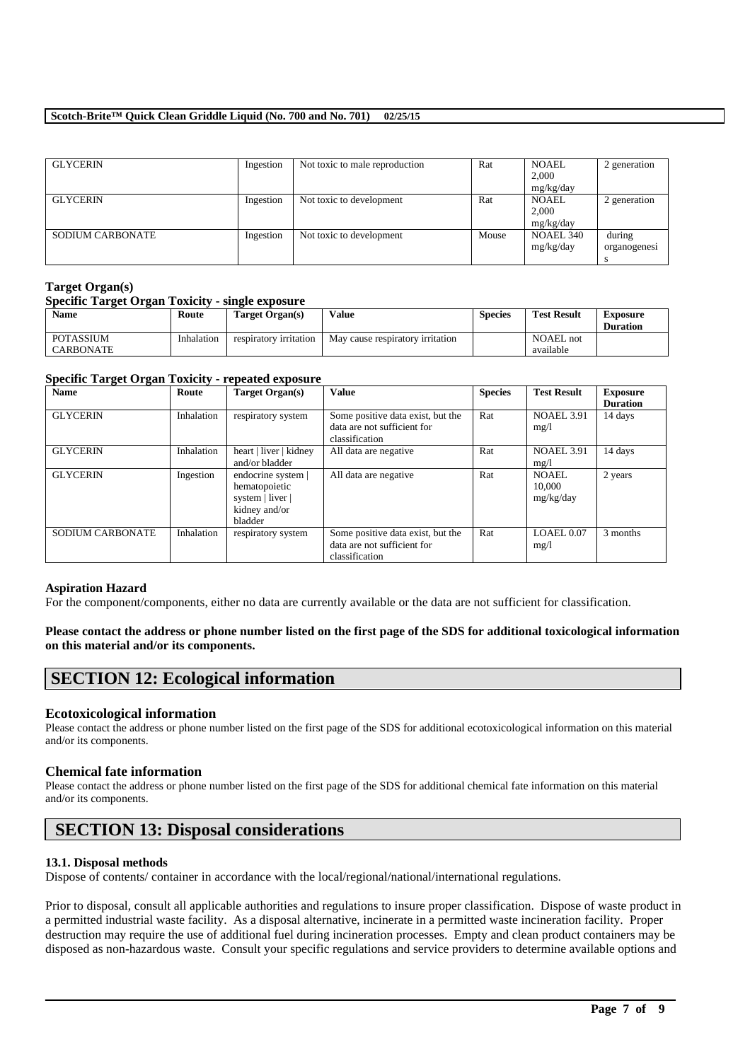| GLYCERIN | Ingestion | Not toxic to male reproduction | Rat | NOAEL 2,000 mg/kg/day | 2 generation |
|---|---|---|---|---|---|
| GLYCERIN | Ingestion | Not toxic to development | Rat | NOAEL 2,000 mg/kg/day | 2 generation |
| SODIUM CARBONATE | Ingestion | Not toxic to development | Mouse | NOAEL 340 mg/kg/day | during organogenesis |

### Target Organ(s)

#### Specific Target Organ Toxicity - single exposure

| Name | Route | Target Organ(s) | Value | Species | Test Result | Exposure Duration |
|---|---|---|---|---|---|---|
| POTASSIUM CARBONATE | Inhalation | respiratory irritation | May cause respiratory irritation | | NOAEL not available | |

#### Specific Target Organ Toxicity - repeated exposure

| Name | Route | Target Organ(s) | Value | Species | Test Result | Exposure Duration |
|---|---|---|---|---|---|---|
| GLYCERIN | Inhalation | respiratory system | Some positive data exist, but the data are not sufficient for classification | Rat | NOAEL 3.91 mg/l | 14 days |
| GLYCERIN | Inhalation | heart \| liver \| kidney and/or bladder | All data are negative | Rat | NOAEL 3.91 mg/l | 14 days |
| GLYCERIN | Ingestion | endocrine system \| hematopoietic system \| liver \| kidney and/or bladder | All data are negative | Rat | NOAEL 10,000 mg/kg/day | 2 years |
| SODIUM CARBONATE | Inhalation | respiratory system | Some positive data exist, but the data are not sufficient for classification | Rat | LOAEL 0.07 mg/l | 3 months |

### Aspiration Hazard

For the component/components, either no data are currently available or the data are not sufficient for classification.

**Please contact the address or phone number listed on the first page of the SDS for additional toxicological information on this material and/or its components.**

## SECTION 12: Ecological information

### Ecotoxicological information

Please contact the address or phone number listed on the first page of the SDS for additional ecotoxicological information on this material and/or its components.

### Chemical fate information

Please contact the address or phone number listed on the first page of the SDS for additional chemical fate information on this material and/or its components.

## SECTION 13: Disposal considerations

#### 13.1. Disposal methods

Dispose of contents/ container in accordance with the local/regional/national/international regulations.

Prior to disposal, consult all applicable authorities and regulations to insure proper classification. Dispose of waste product in a permitted industrial waste facility. As a disposal alternative, incinerate in a permitted waste incineration facility. Proper destruction may require the use of additional fuel during incineration processes. Empty and clean product containers may be disposed as non-hazardous waste. Consult your specific regulations and service providers to determine available options and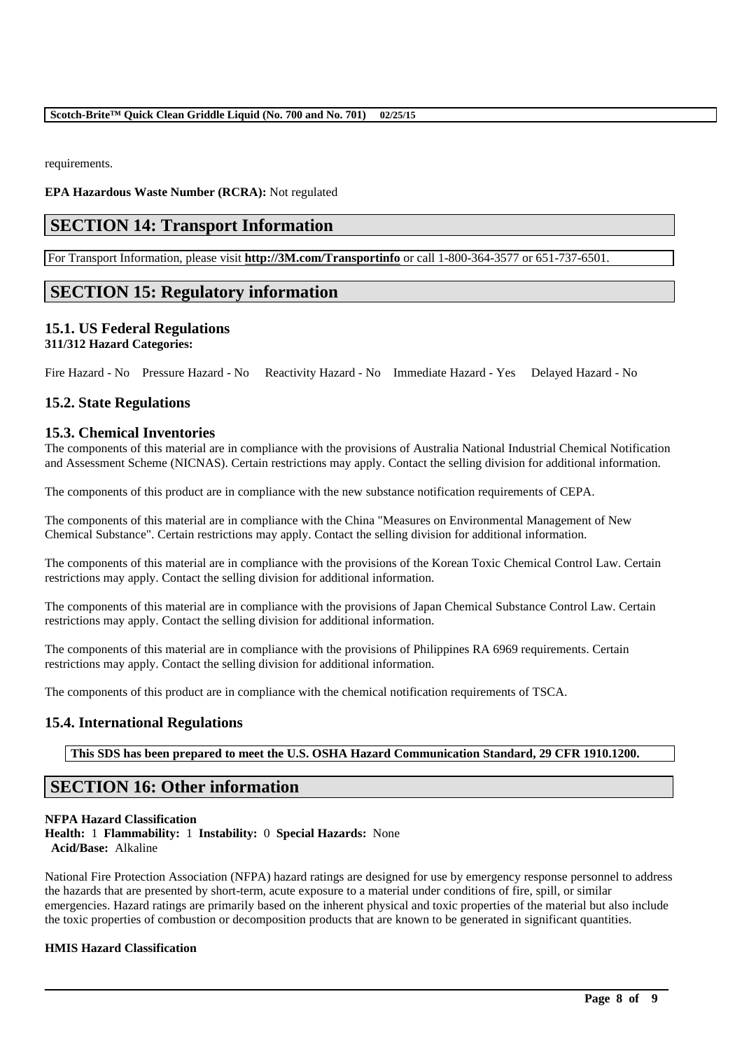requirements.

**EPA Hazardous Waste Number (RCRA):** Not regulated

## SECTION 14: Transport Information

For Transport Information, please visit **http://3M.com/Transportinfo** or call 1-800-364-3577 or 651-737-6501.

## SECTION 15: Regulatory information

### 15.1. US Federal Regulations

**311/312 Hazard Categories:**

Fire Hazard - No Pressure Hazard - No Reactivity Hazard - No Immediate Hazard - Yes Delayed Hazard - No

### 15.2. State Regulations

### 15.3. Chemical Inventories

The components of this material are in compliance with the provisions of Australia National Industrial Chemical Notification and Assessment Scheme (NICNAS). Certain restrictions may apply. Contact the selling division for additional information.

The components of this product are in compliance with the new substance notification requirements of CEPA.

The components of this material are in compliance with the China "Measures on Environmental Management of New Chemical Substance". Certain restrictions may apply. Contact the selling division for additional information.

The components of this material are in compliance with the provisions of the Korean Toxic Chemical Control Law. Certain restrictions may apply. Contact the selling division for additional information.

The components of this material are in compliance with the provisions of Japan Chemical Substance Control Law. Certain restrictions may apply. Contact the selling division for additional information.

The components of this material are in compliance with the provisions of Philippines RA 6969 requirements. Certain restrictions may apply. Contact the selling division for additional information.

The components of this product are in compliance with the chemical notification requirements of TSCA.

### 15.4. International Regulations

**This SDS has been prepared to meet the U.S. OSHA Hazard Communication Standard, 29 CFR 1910.1200.**

## SECTION 16: Other information

**NFPA Hazard Classification**

**Health:** 1 **Flammability:** 1 **Instability:** 0 **Special Hazards:** None

**Acid/Base:** Alkaline

National Fire Protection Association (NFPA) hazard ratings are designed for use by emergency response personnel to address the hazards that are presented by short-term, acute exposure to a material under conditions of fire, spill, or similar emergencies. Hazard ratings are primarily based on the inherent physical and toxic properties of the material but also include the toxic properties of combustion or decomposition products that are known to be generated in significant quantities.

**HMIS Hazard Classification**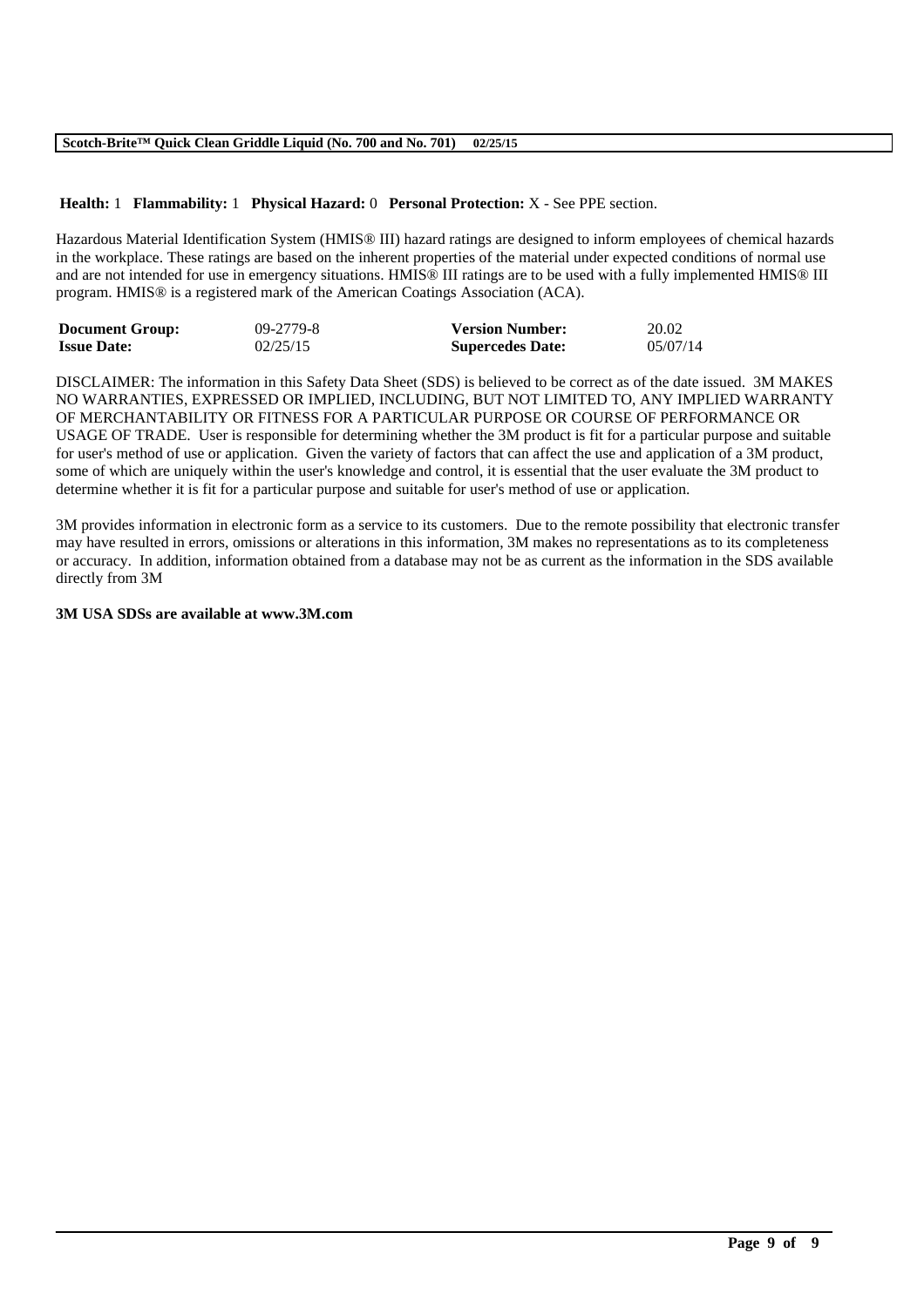**Health:** 1 **Flammability:** 1 **Physical Hazard:** 0 **Personal Protection:** X - See PPE section.

Hazardous Material Identification System (HMIS® III) hazard ratings are designed to inform employees of chemical hazards in the workplace. These ratings are based on the inherent properties of the material under expected conditions of normal use and are not intended for use in emergency situations. HMIS® III ratings are to be used with a fully implemented HMIS® III program. HMIS® is a registered mark of the American Coatings Association (ACA).

| | | | |
|---|---|---|---|
| **Document Group:** | 09-2779-8 | **Version Number:** | 20.02 |
| **Issue Date:** | 02/25/15 | **Supercedes Date:** | 05/07/14 |

DISCLAIMER: The information in this Safety Data Sheet (SDS) is believed to be correct as of the date issued. 3M MAKES NO WARRANTIES, EXPRESSED OR IMPLIED, INCLUDING, BUT NOT LIMITED TO, ANY IMPLIED WARRANTY OF MERCHANTABILITY OR FITNESS FOR A PARTICULAR PURPOSE OR COURSE OF PERFORMANCE OR USAGE OF TRADE. User is responsible for determining whether the 3M product is fit for a particular purpose and suitable for user's method of use or application. Given the variety of factors that can affect the use and application of a 3M product, some of which are uniquely within the user's knowledge and control, it is essential that the user evaluate the 3M product to determine whether it is fit for a particular purpose and suitable for user's method of use or application.

3M provides information in electronic form as a service to its customers. Due to the remote possibility that electronic transfer may have resulted in errors, omissions or alterations in this information, 3M makes no representations as to its completeness or accuracy. In addition, information obtained from a database may not be as current as the information in the SDS available directly from 3M

**3M USA SDSs are available at www.3M.com**